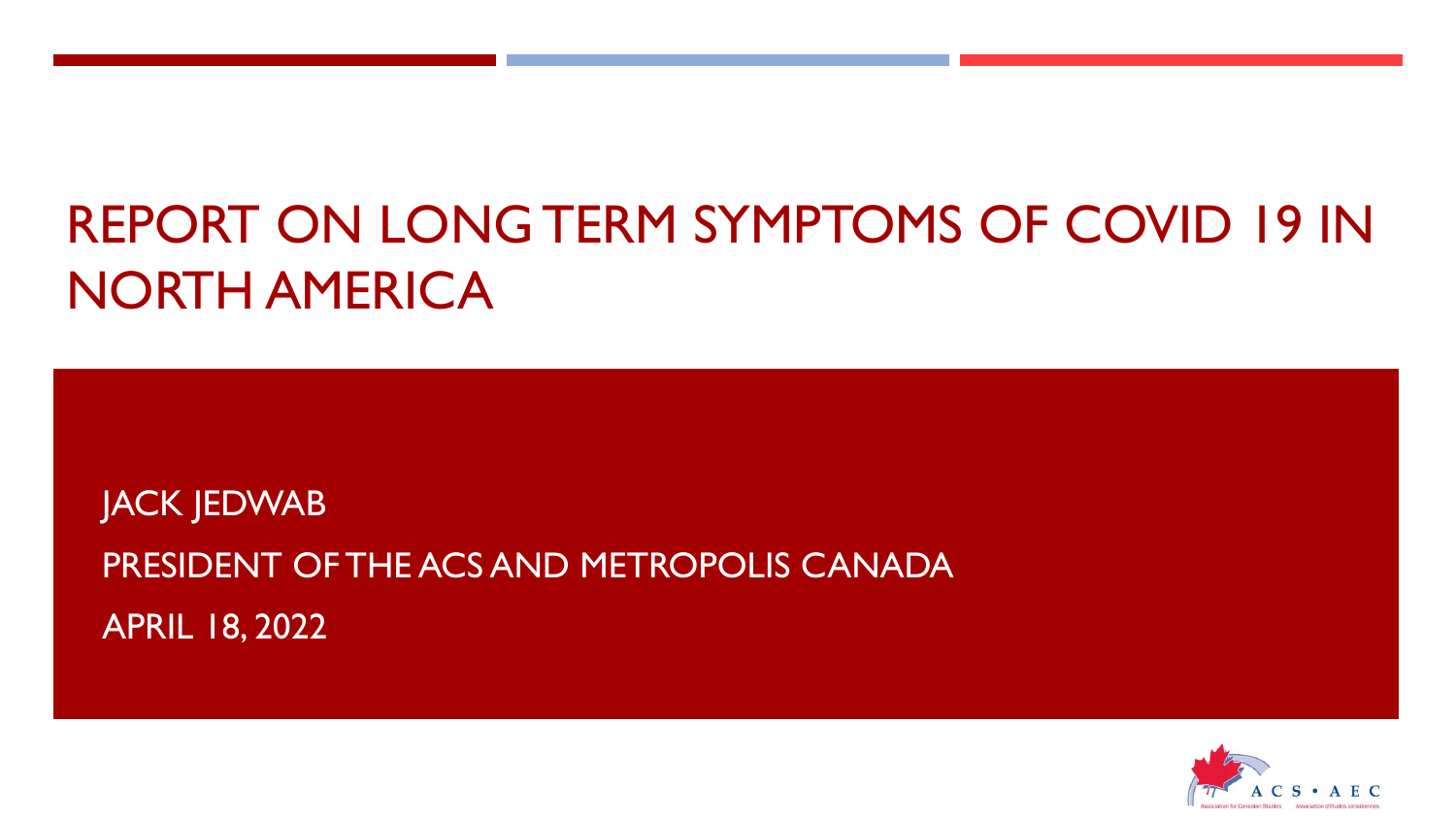# REPORT ON LONG TERM SYMPTOMS OF COVID 19 IN NORTH AMERICA

JACK JEDWAB

PRESIDENT OF THE ACS AND METROPOLIS CANADA

APRIL 18, 2022

ACS • AEC

Association for Canadian Studies    Association d'études canadiennes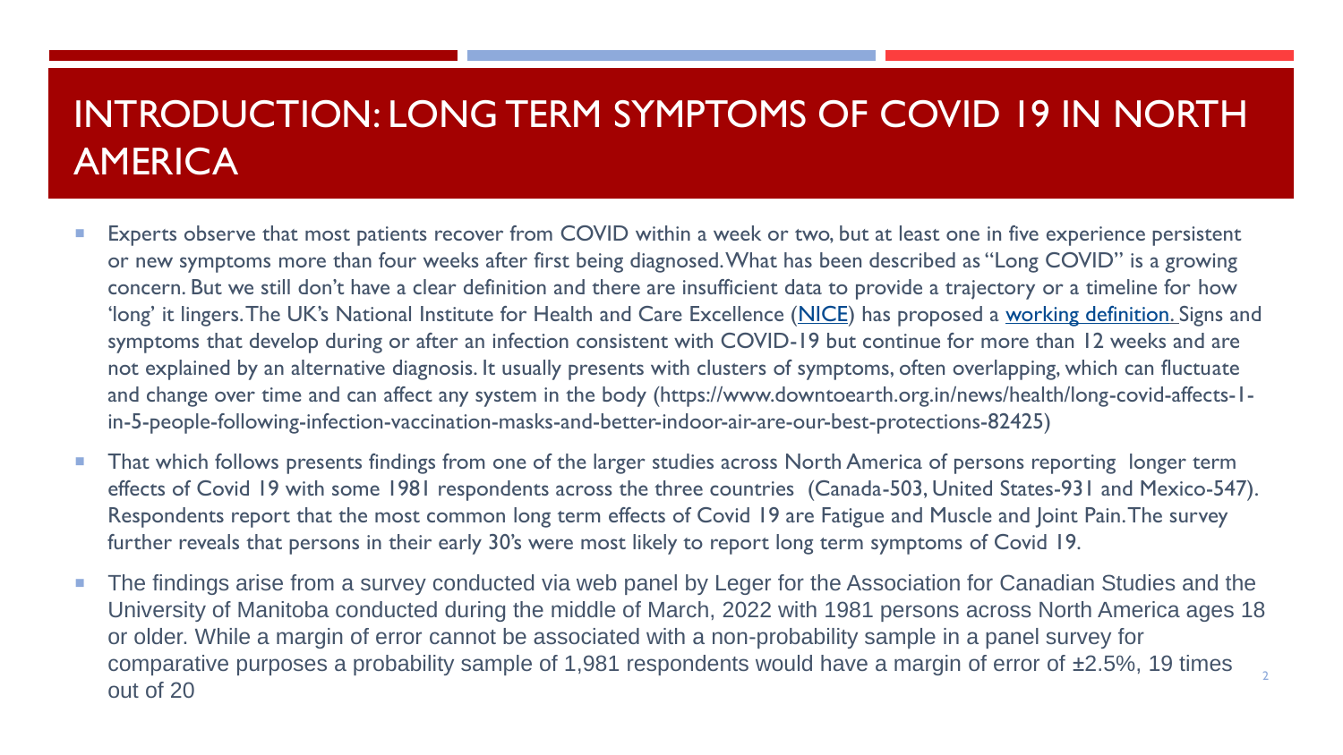# INTRODUCTION: LONG TERM SYMPTOMS OF COVID 19 IN NORTH AMERICA

- Experts observe that most patients recover from COVID within a week or two, but at least one in five experience persistent or new symptoms more than four weeks after first being diagnosed. What has been described as "Long COVID" is a growing concern. But we still don't have a clear definition and there are insufficient data to provide a trajectory or a timeline for how 'long' it lingers. The UK's National Institute for Health and Care Excellence (NICE) has proposed a working definition. Signs and symptoms that develop during or after an infection consistent with COVID-19 but continue for more than 12 weeks and are not explained by an alternative diagnosis. It usually presents with clusters of symptoms, often overlapping, which can fluctuate and change over time and can affect any system in the body (https://www.downtoearth.org.in/news/health/long-covid-affects-1-in-5-people-following-infection-vaccination-masks-and-better-indoor-air-are-our-best-protections-82425)
- That which follows presents findings from one of the larger studies across North America of persons reporting longer term effects of Covid 19 with some 1981 respondents across the three countries (Canada-503, United States-931 and Mexico-547). Respondents report that the most common long term effects of Covid 19 are Fatigue and Muscle and Joint Pain. The survey further reveals that persons in their early 30's were most likely to report long term symptoms of Covid 19.
- The findings arise from a survey conducted via web panel by Leger for the Association for Canadian Studies and the University of Manitoba conducted during the middle of March, 2022 with 1981 persons across North America ages 18 or older. While a margin of error cannot be associated with a non-probability sample in a panel survey for comparative purposes a probability sample of 1,981 respondents would have a margin of error of ±2.5%, 19 times out of 20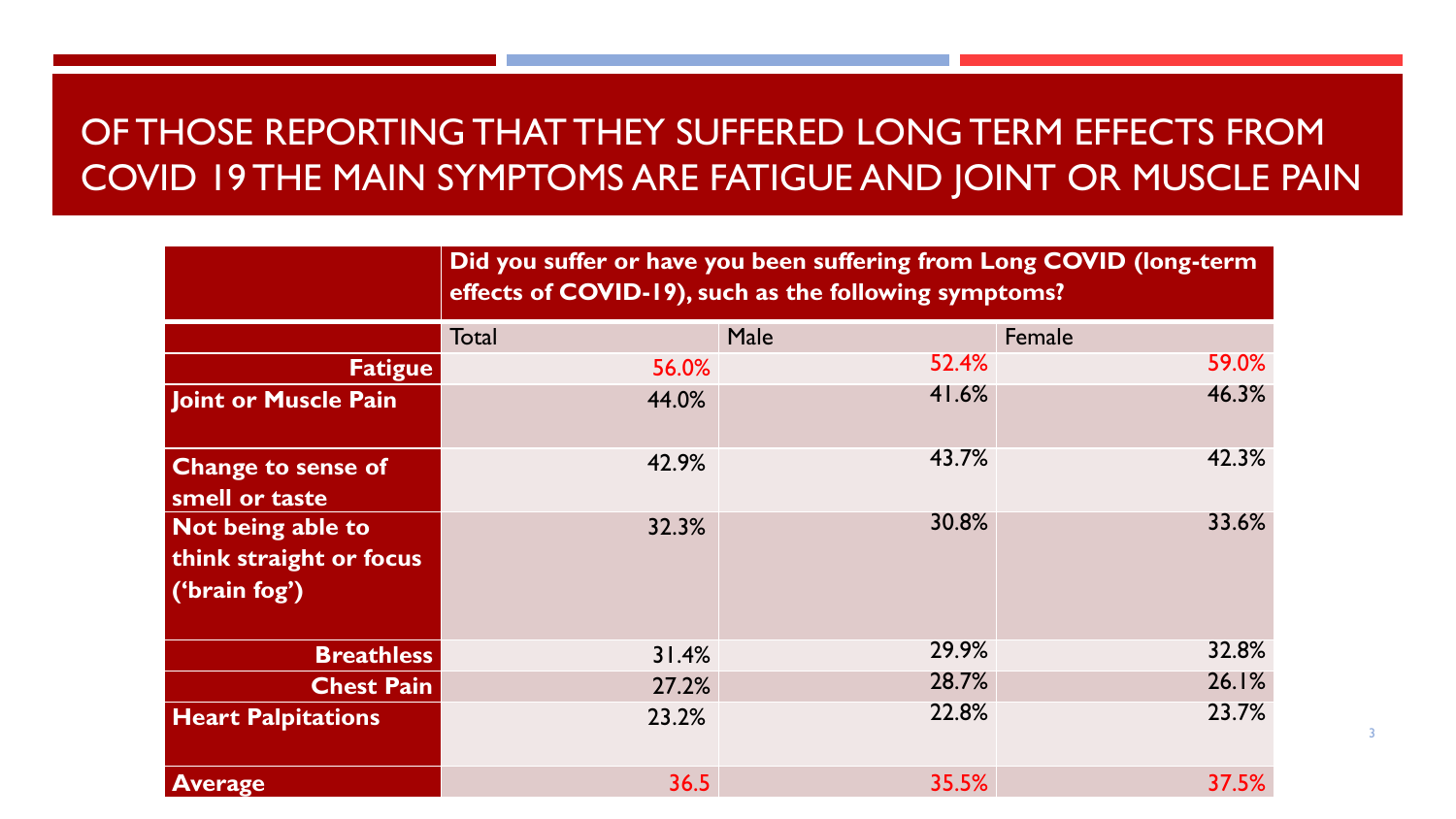# OF THOSE REPORTING THAT THEY SUFFERED LONG TERM EFFECTS FROM COVID 19 THE MAIN SYMPTOMS ARE FATIGUE AND JOINT OR MUSCLE PAIN

| | Did you suffer or have you been suffering from Long COVID (long-term effects of COVID-19), such as the following symptoms? | | |
|---|---|---|---|
| | Total | Male | Female |
| **Fatigue** | 56.0% | 52.4% | 59.0% |
| **Joint or Muscle Pain** | 44.0% | 41.6% | 46.3% |
| **Change to sense of smell or taste** | 42.9% | 43.7% | 42.3% |
| **Not being able to think straight or focus ('brain fog')** | 32.3% | 30.8% | 33.6% |
| **Breathless** | 31.4% | 29.9% | 32.8% |
| **Chest Pain** | 27.2% | 28.7% | 26.1% |
| **Heart Palpitations** | 23.2% | 22.8% | 23.7% |
| **Average** | 36.5 | 35.5% | 37.5% |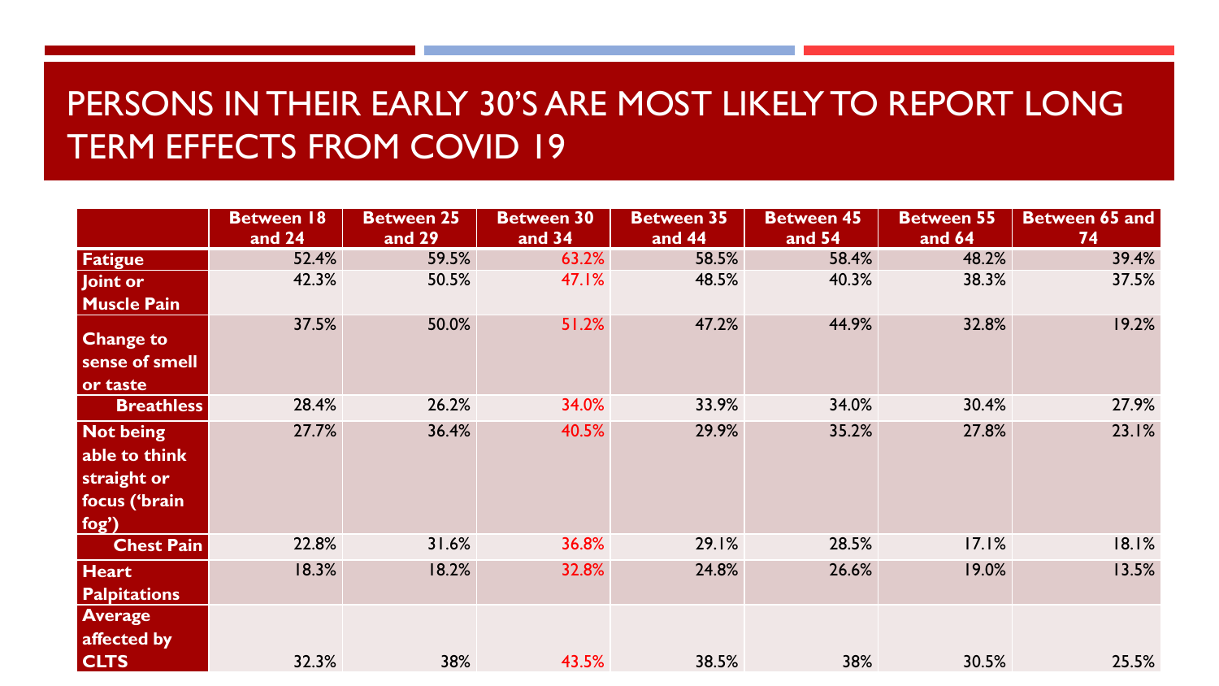# PERSONS IN THEIR EARLY 30'S ARE MOST LIKELY TO REPORT LONG TERM EFFECTS FROM COVID 19

| | Between 18 and 24 | Between 25 and 29 | Between 30 and 34 | Between 35 and 44 | Between 45 and 54 | Between 55 and 64 | Between 65 and 74 |
|---|---|---|---|---|---|---|---|
| **Fatigue** | 52.4% | 59.5% | 63.2% | 58.5% | 58.4% | 48.2% | 39.4% |
| **Joint or Muscle Pain** | 42.3% | 50.5% | 47.1% | 48.5% | 40.3% | 38.3% | 37.5% |
| **Change to sense of smell or taste** | 37.5% | 50.0% | 51.2% | 47.2% | 44.9% | 32.8% | 19.2% |
| **Breathless** | 28.4% | 26.2% | 34.0% | 33.9% | 34.0% | 30.4% | 27.9% |
| **Not being able to think straight or focus ('brain fog')** | 27.7% | 36.4% | 40.5% | 29.9% | 35.2% | 27.8% | 23.1% |
| **Chest Pain** | 22.8% | 31.6% | 36.8% | 29.1% | 28.5% | 17.1% | 18.1% |
| **Heart Palpitations** | 18.3% | 18.2% | 32.8% | 24.8% | 26.6% | 19.0% | 13.5% |
| **Average affected by CLTS** | 32.3% | 38% | 43.5% | 38.5% | 38% | 30.5% | 25.5% |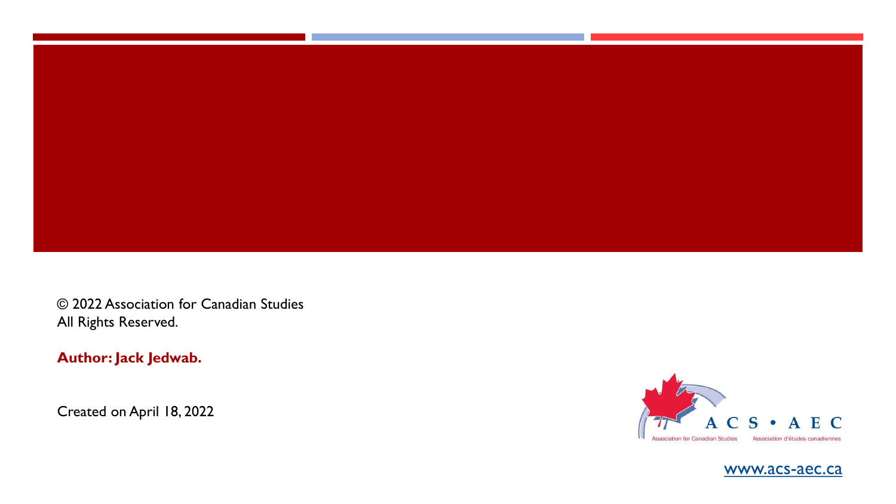© 2022 Association for Canadian Studies
All Rights Reserved.

**Author: Jack Jedwab.**

Created on April 18, 2022

ACS • AEC

Association for Canadian Studies Association d'études canadiennes

www.acs-aec.ca